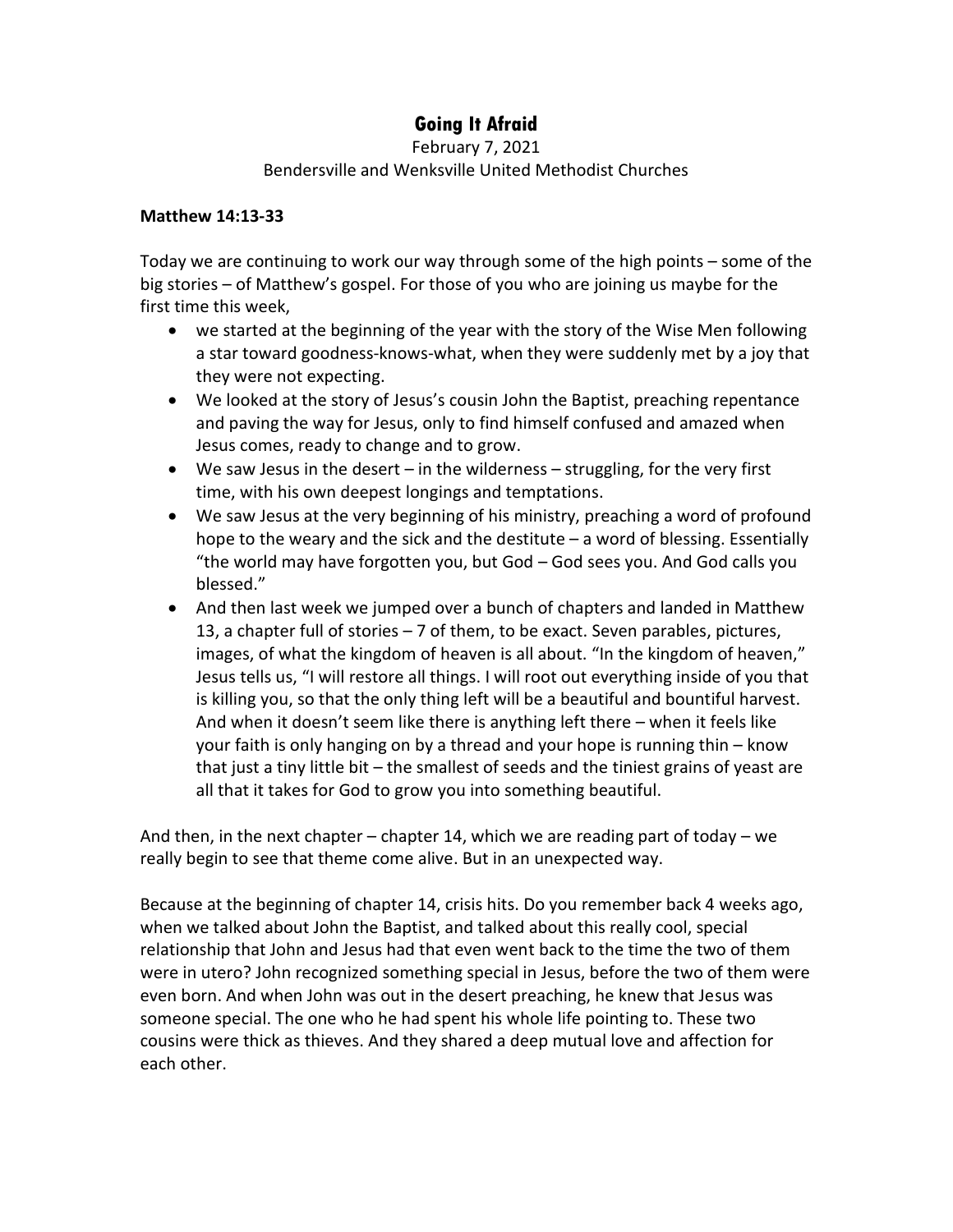# Going It Afraid

February 7, 2021

Bendersville and Wenksville United Methodist Churches

**Matthew 14:13-33**

Today we are continuing to work our way through some of the high points – some of the big stories – of Matthew's gospel. For those of you who are joining us maybe for the first time this week,

- we started at the beginning of the year with the story of the Wise Men following a star toward goodness-knows-what, when they were suddenly met by a joy that they were not expecting.
- We looked at the story of Jesus's cousin John the Baptist, preaching repentance and paving the way for Jesus, only to find himself confused and amazed when Jesus comes, ready to change and to grow.
- We saw Jesus in the desert – in the wilderness – struggling, for the very first time, with his own deepest longings and temptations.
- We saw Jesus at the very beginning of his ministry, preaching a word of profound hope to the weary and the sick and the destitute – a word of blessing. Essentially "the world may have forgotten you, but God – God sees you. And God calls you blessed."
- And then last week we jumped over a bunch of chapters and landed in Matthew 13, a chapter full of stories – 7 of them, to be exact. Seven parables, pictures, images, of what the kingdom of heaven is all about. "In the kingdom of heaven," Jesus tells us, "I will restore all things. I will root out everything inside of you that is killing you, so that the only thing left will be a beautiful and bountiful harvest. And when it doesn't seem like there is anything left there – when it feels like your faith is only hanging on by a thread and your hope is running thin – know that just a tiny little bit – the smallest of seeds and the tiniest grains of yeast are all that it takes for God to grow you into something beautiful.

And then, in the next chapter – chapter 14, which we are reading part of today – we really begin to see that theme come alive. But in an unexpected way.

Because at the beginning of chapter 14, crisis hits. Do you remember back 4 weeks ago, when we talked about John the Baptist, and talked about this really cool, special relationship that John and Jesus had that even went back to the time the two of them were in utero? John recognized something special in Jesus, before the two of them were even born. And when John was out in the desert preaching, he knew that Jesus was someone special. The one who he had spent his whole life pointing to. These two cousins were thick as thieves. And they shared a deep mutual love and affection for each other.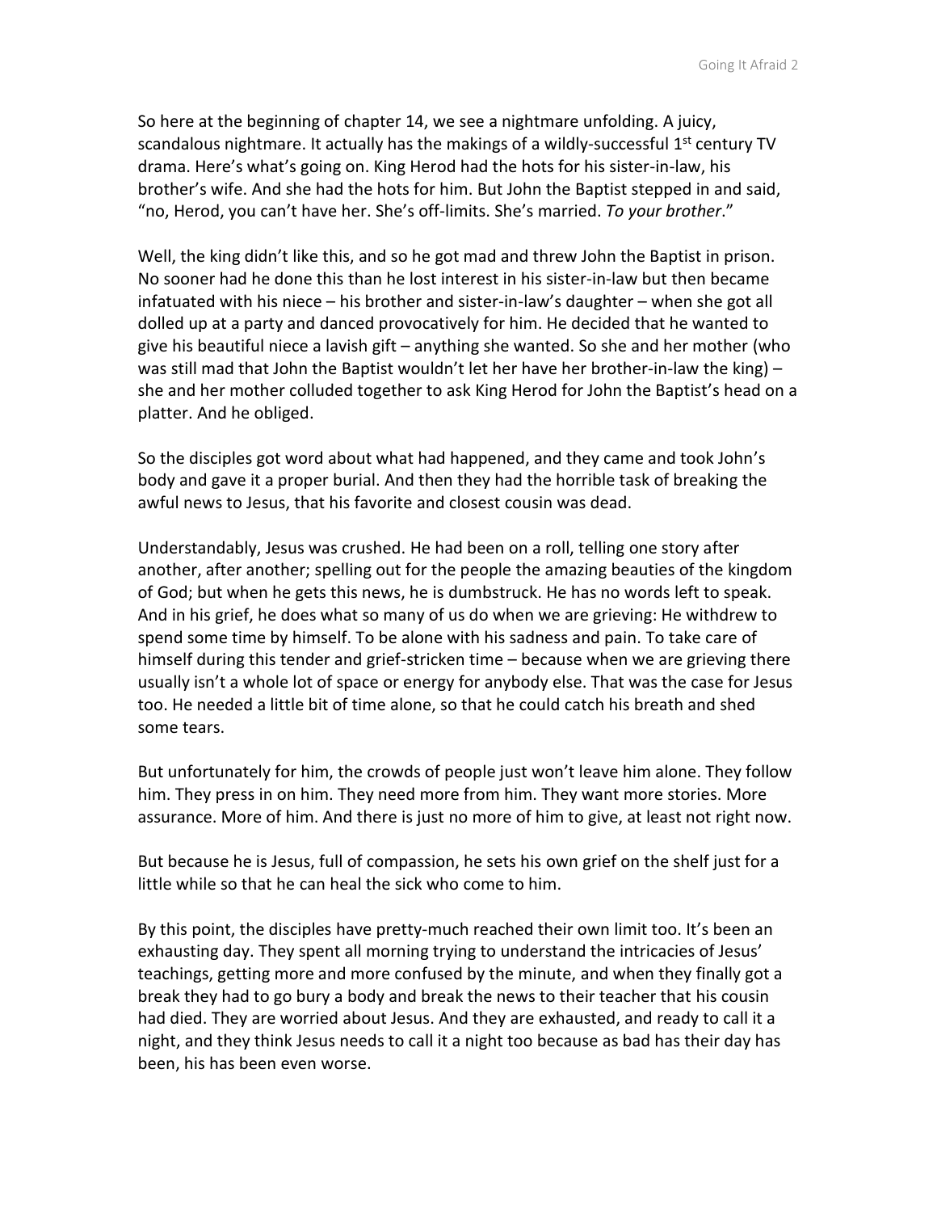So here at the beginning of chapter 14, we see a nightmare unfolding. A juicy, scandalous nightmare. It actually has the makings of a wildly-successful 1st century TV drama. Here's what's going on. King Herod had the hots for his sister-in-law, his brother's wife. And she had the hots for him. But John the Baptist stepped in and said, "no, Herod, you can't have her. She's off-limits. She's married. *To your brother*."

Well, the king didn't like this, and so he got mad and threw John the Baptist in prison. No sooner had he done this than he lost interest in his sister-in-law but then became infatuated with his niece – his brother and sister-in-law's daughter – when she got all dolled up at a party and danced provocatively for him. He decided that he wanted to give his beautiful niece a lavish gift – anything she wanted. So she and her mother (who was still mad that John the Baptist wouldn't let her have her brother-in-law the king) – she and her mother colluded together to ask King Herod for John the Baptist's head on a platter. And he obliged.

So the disciples got word about what had happened, and they came and took John's body and gave it a proper burial. And then they had the horrible task of breaking the awful news to Jesus, that his favorite and closest cousin was dead.

Understandably, Jesus was crushed. He had been on a roll, telling one story after another, after another; spelling out for the people the amazing beauties of the kingdom of God; but when he gets this news, he is dumbstruck. He has no words left to speak. And in his grief, he does what so many of us do when we are grieving: He withdrew to spend some time by himself. To be alone with his sadness and pain. To take care of himself during this tender and grief-stricken time – because when we are grieving there usually isn't a whole lot of space or energy for anybody else. That was the case for Jesus too. He needed a little bit of time alone, so that he could catch his breath and shed some tears.

But unfortunately for him, the crowds of people just won't leave him alone. They follow him. They press in on him. They need more from him. They want more stories. More assurance. More of him. And there is just no more of him to give, at least not right now.

But because he is Jesus, full of compassion, he sets his own grief on the shelf just for a little while so that he can heal the sick who come to him.

By this point, the disciples have pretty-much reached their own limit too. It's been an exhausting day. They spent all morning trying to understand the intricacies of Jesus' teachings, getting more and more confused by the minute, and when they finally got a break they had to go bury a body and break the news to their teacher that his cousin had died. They are worried about Jesus. And they are exhausted, and ready to call it a night, and they think Jesus needs to call it a night too because as bad has their day has been, his has been even worse.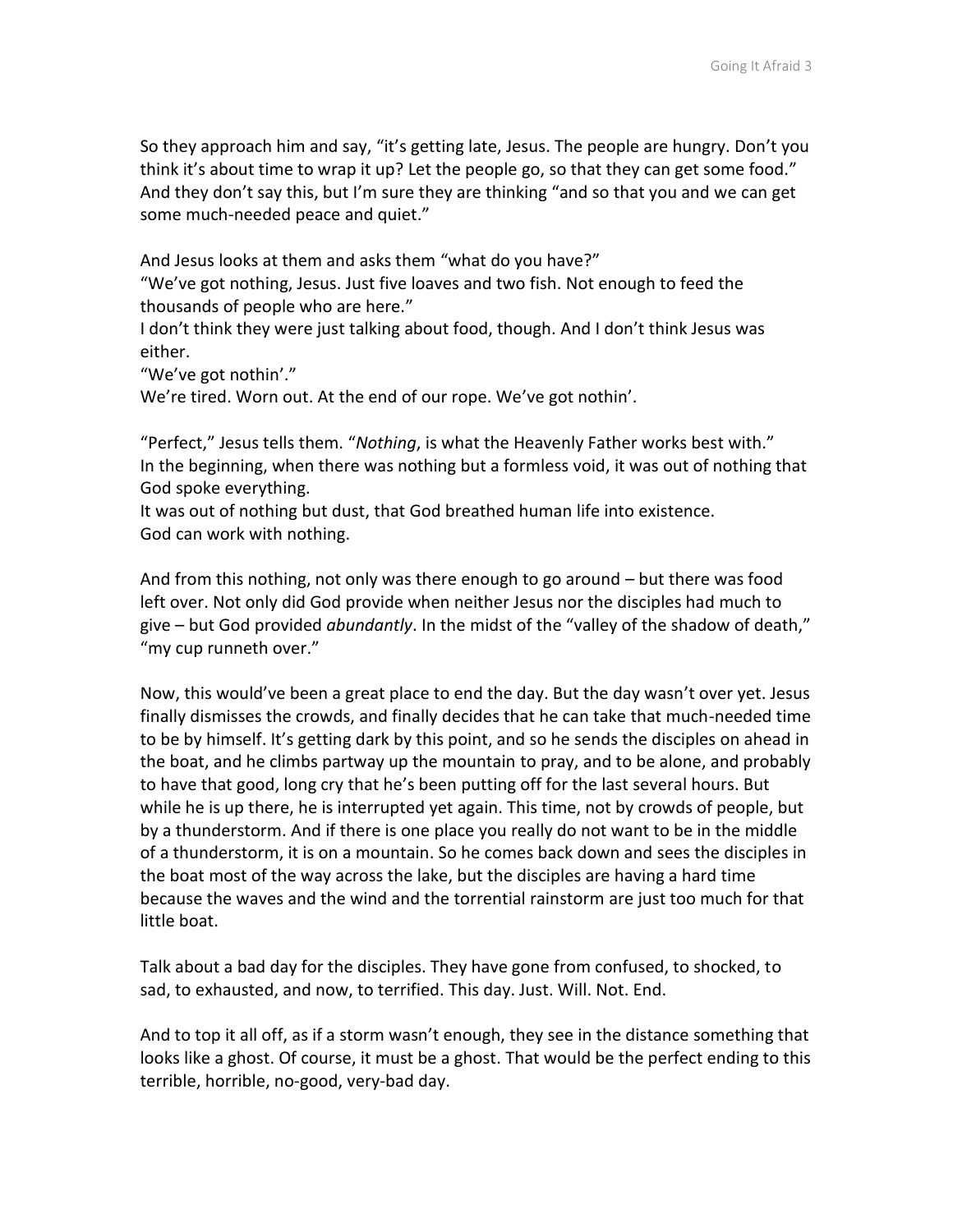So they approach him and say, "it's getting late, Jesus. The people are hungry. Don't you think it's about time to wrap it up? Let the people go, so that they can get some food." And they don't say this, but I'm sure they are thinking "and so that you and we can get some much-needed peace and quiet."

And Jesus looks at them and asks them "what do you have?"
"We've got nothing, Jesus. Just five loaves and two fish. Not enough to feed the thousands of people who are here."
I don't think they were just talking about food, though. And I don't think Jesus was either.
"We've got nothin'."
We're tired. Worn out. At the end of our rope. We've got nothin'.

"Perfect," Jesus tells them. "*Nothing*, is what the Heavenly Father works best with."
In the beginning, when there was nothing but a formless void, it was out of nothing that God spoke everything.
It was out of nothing but dust, that God breathed human life into existence.
God can work with nothing.

And from this nothing, not only was there enough to go around – but there was food left over. Not only did God provide when neither Jesus nor the disciples had much to give – but God provided *abundantly*. In the midst of the "valley of the shadow of death," "my cup runneth over."

Now, this would've been a great place to end the day. But the day wasn't over yet. Jesus finally dismisses the crowds, and finally decides that he can take that much-needed time to be by himself. It's getting dark by this point, and so he sends the disciples on ahead in the boat, and he climbs partway up the mountain to pray, and to be alone, and probably to have that good, long cry that he's been putting off for the last several hours. But while he is up there, he is interrupted yet again. This time, not by crowds of people, but by a thunderstorm. And if there is one place you really do not want to be in the middle of a thunderstorm, it is on a mountain. So he comes back down and sees the disciples in the boat most of the way across the lake, but the disciples are having a hard time because the waves and the wind and the torrential rainstorm are just too much for that little boat.

Talk about a bad day for the disciples. They have gone from confused, to shocked, to sad, to exhausted, and now, to terrified. This day. Just. Will. Not. End.

And to top it all off, as if a storm wasn't enough, they see in the distance something that looks like a ghost. Of course, it must be a ghost. That would be the perfect ending to this terrible, horrible, no-good, very-bad day.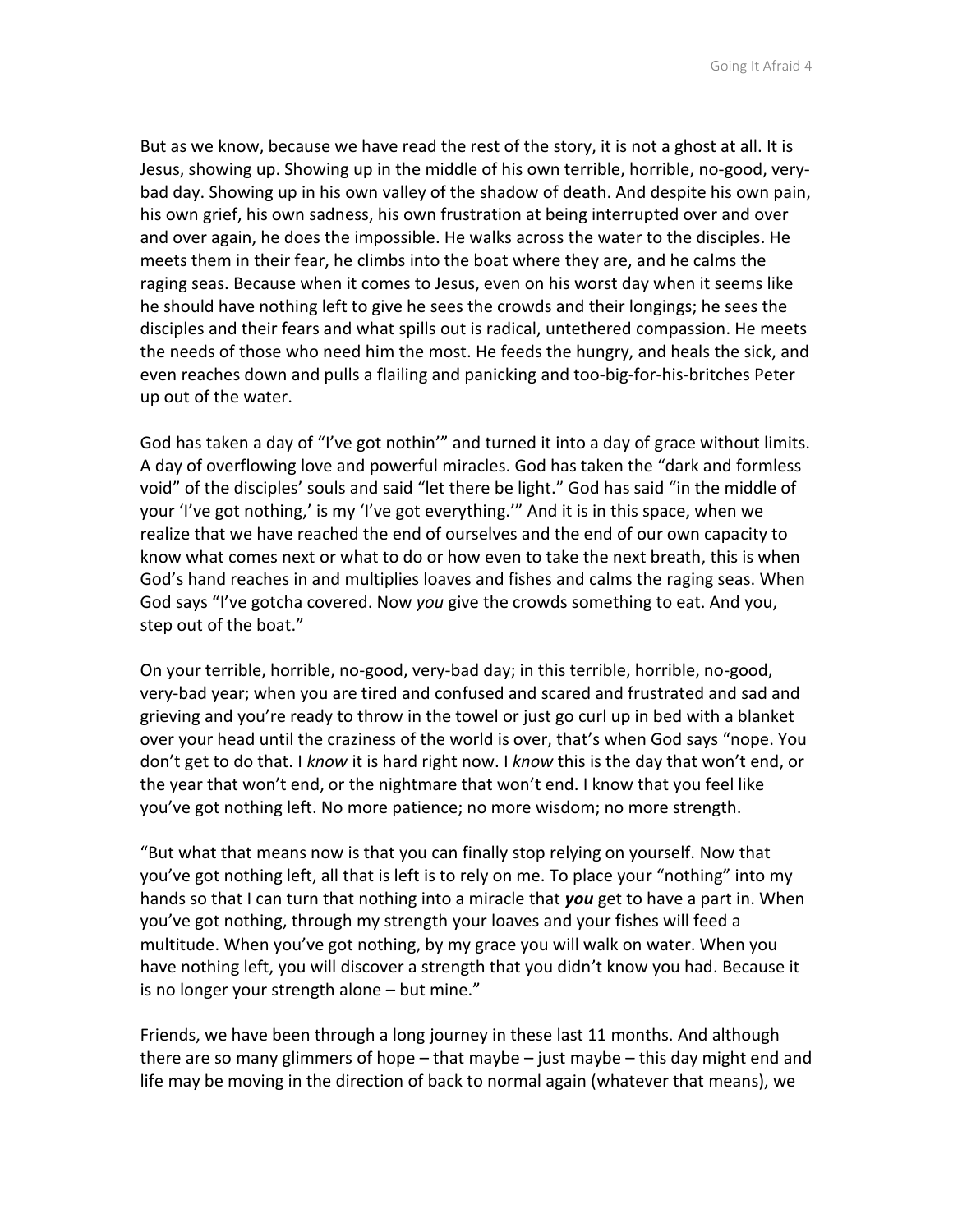But as we know, because we have read the rest of the story, it is not a ghost at all. It is Jesus, showing up. Showing up in the middle of his own terrible, horrible, no-good, very-bad day. Showing up in his own valley of the shadow of death. And despite his own pain, his own grief, his own sadness, his own frustration at being interrupted over and over and over again, he does the impossible. He walks across the water to the disciples. He meets them in their fear, he climbs into the boat where they are, and he calms the raging seas. Because when it comes to Jesus, even on his worst day when it seems like he should have nothing left to give he sees the crowds and their longings; he sees the disciples and their fears and what spills out is radical, untethered compassion. He meets the needs of those who need him the most. He feeds the hungry, and heals the sick, and even reaches down and pulls a flailing and panicking and too-big-for-his-britches Peter up out of the water.

God has taken a day of "I've got nothin'" and turned it into a day of grace without limits. A day of overflowing love and powerful miracles. God has taken the "dark and formless void" of the disciples' souls and said "let there be light." God has said "in the middle of your 'I've got nothing,' is my 'I've got everything.'" And it is in this space, when we realize that we have reached the end of ourselves and the end of our own capacity to know what comes next or what to do or how even to take the next breath, this is when God's hand reaches in and multiplies loaves and fishes and calms the raging seas. When God says "I've gotcha covered. Now *you* give the crowds something to eat. And you, step out of the boat."

On your terrible, horrible, no-good, very-bad day; in this terrible, horrible, no-good, very-bad year; when you are tired and confused and scared and frustrated and sad and grieving and you're ready to throw in the towel or just go curl up in bed with a blanket over your head until the craziness of the world is over, that's when God says "nope. You don't get to do that. I *know* it is hard right now. I *know* this is the day that won't end, or the year that won't end, or the nightmare that won't end. I know that you feel like you've got nothing left. No more patience; no more wisdom; no more strength.

"But what that means now is that you can finally stop relying on yourself. Now that you've got nothing left, all that is left is to rely on me. To place your "nothing" into my hands so that I can turn that nothing into a miracle that ***you*** get to have a part in. When you've got nothing, through my strength your loaves and your fishes will feed a multitude. When you've got nothing, by my grace you will walk on water. When you have nothing left, you will discover a strength that you didn't know you had. Because it is no longer your strength alone – but mine."

Friends, we have been through a long journey in these last 11 months. And although there are so many glimmers of hope – that maybe – just maybe – this day might end and life may be moving in the direction of back to normal again (whatever that means), we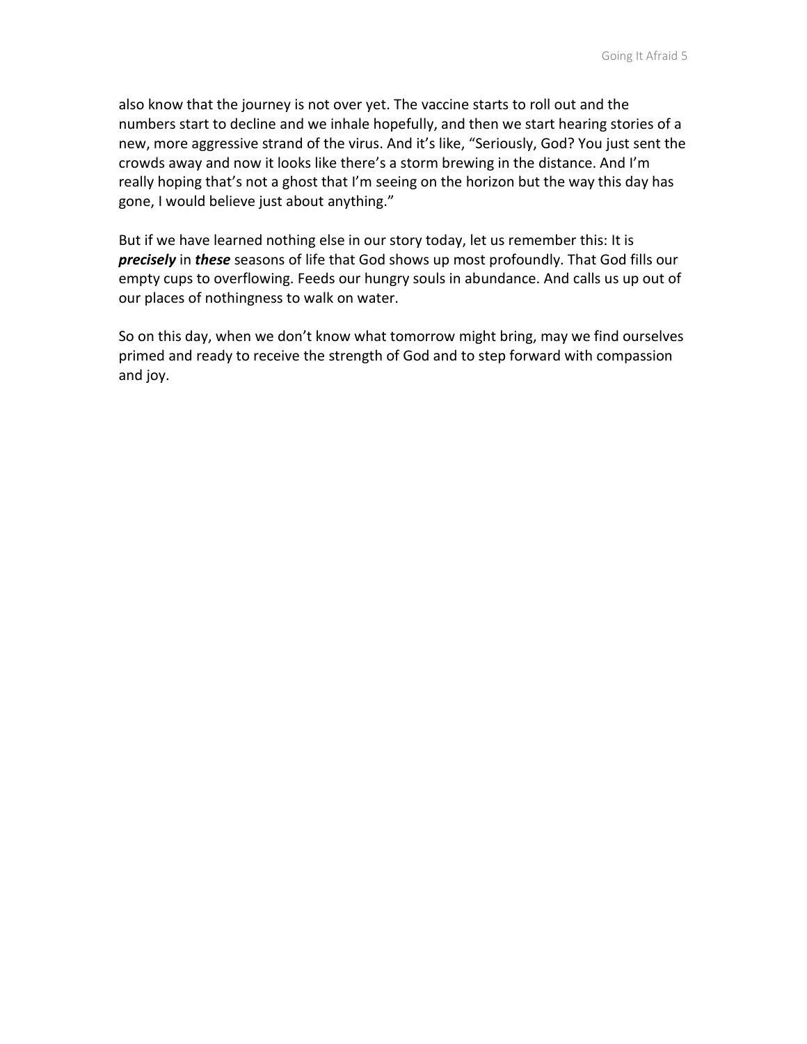also know that the journey is not over yet. The vaccine starts to roll out and the numbers start to decline and we inhale hopefully, and then we start hearing stories of a new, more aggressive strand of the virus. And it's like, "Seriously, God? You just sent the crowds away and now it looks like there's a storm brewing in the distance. And I'm really hoping that's not a ghost that I'm seeing on the horizon but the way this day has gone, I would believe just about anything."

But if we have learned nothing else in our story today, let us remember this: It is ***precisely*** in ***these*** seasons of life that God shows up most profoundly. That God fills our empty cups to overflowing. Feeds our hungry souls in abundance. And calls us up out of our places of nothingness to walk on water.

So on this day, when we don't know what tomorrow might bring, may we find ourselves primed and ready to receive the strength of God and to step forward with compassion and joy.